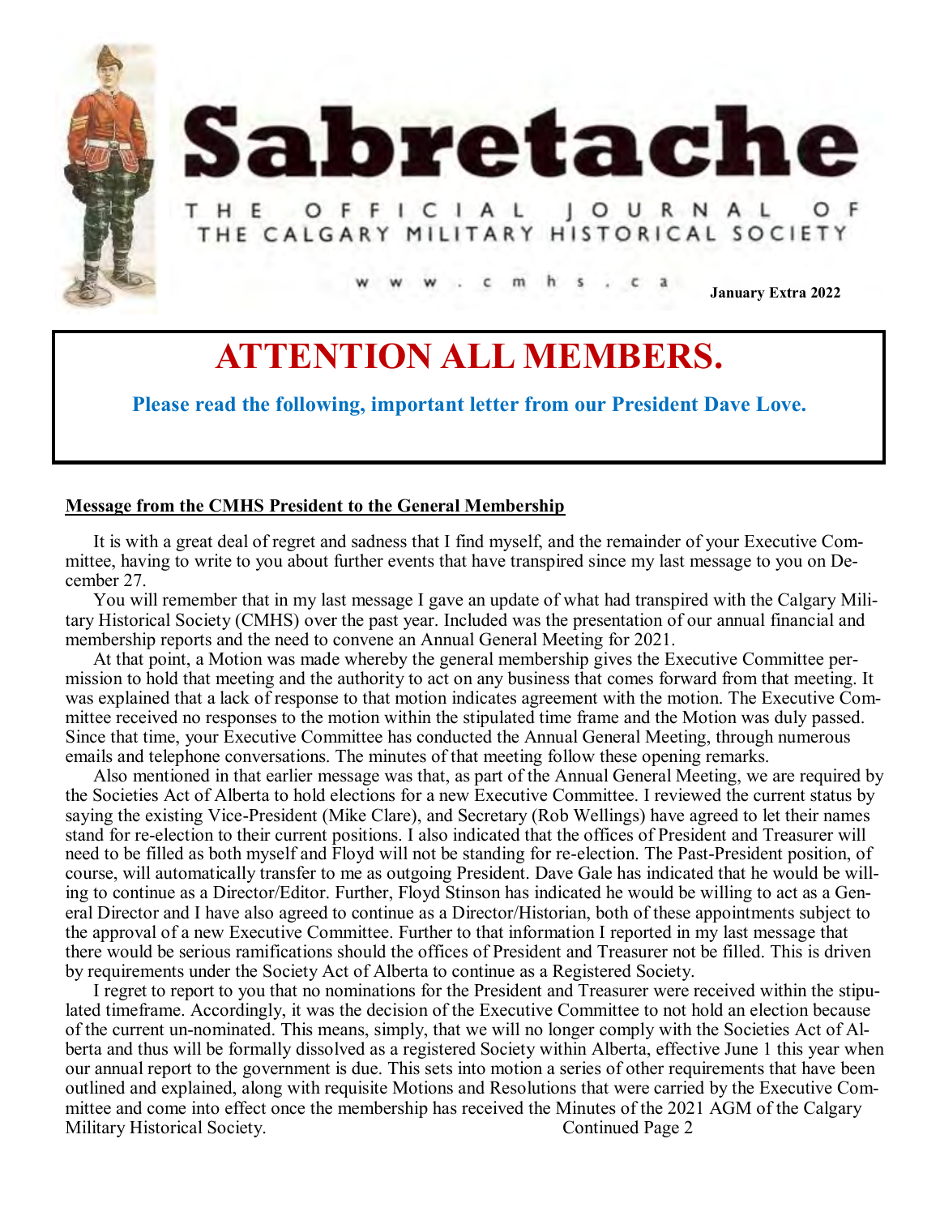# Sabretache

THE OFFICIAL JOURNAL OF THE CALGARY MILITARY HISTORICAL SOCIETY

www.cmhs.ca

**January Extra 2022**

# ATTENTION ALL MEMBERS.

**Please read the following, important letter from our President Dave Love.**

## Message from the CMHS President to the General Membership

It is with a great deal of regret and sadness that I find myself, and the remainder of your Executive Committee, having to write to you about further events that have transpired since my last message to you on December 27.

You will remember that in my last message I gave an update of what had transpired with the Calgary Military Historical Society (CMHS) over the past year. Included was the presentation of our annual financial and membership reports and the need to convene an Annual General Meeting for 2021.

At that point, a Motion was made whereby the general membership gives the Executive Committee permission to hold that meeting and the authority to act on any business that comes forward from that meeting. It was explained that a lack of response to that motion indicates agreement with the motion. The Executive Committee received no responses to the motion within the stipulated time frame and the Motion was duly passed. Since that time, your Executive Committee has conducted the Annual General Meeting, through numerous emails and telephone conversations. The minutes of that meeting follow these opening remarks.

Also mentioned in that earlier message was that, as part of the Annual General Meeting, we are required by the Societies Act of Alberta to hold elections for a new Executive Committee. I reviewed the current status by saying the existing Vice-President (Mike Clare), and Secretary (Rob Wellings) have agreed to let their names stand for re-election to their current positions. I also indicated that the offices of President and Treasurer will need to be filled as both myself and Floyd will not be standing for re-election. The Past-President position, of course, will automatically transfer to me as outgoing President. Dave Gale has indicated that he would be willing to continue as a Director/Editor. Further, Floyd Stinson has indicated he would be willing to act as a General Director and I have also agreed to continue as a Director/Historian, both of these appointments subject to the approval of a new Executive Committee. Further to that information I reported in my last message that there would be serious ramifications should the offices of President and Treasurer not be filled. This is driven by requirements under the Society Act of Alberta to continue as a Registered Society.

I regret to report to you that no nominations for the President and Treasurer were received within the stipulated timeframe. Accordingly, it was the decision of the Executive Committee to not hold an election because of the current un-nominated. This means, simply, that we will no longer comply with the Societies Act of Alberta and thus will be formally dissolved as a registered Society within Alberta, effective June 1 this year when our annual report to the government is due. This sets into motion a series of other requirements that have been outlined and explained, along with requisite Motions and Resolutions that were carried by the Executive Committee and come into effect once the membership has received the Minutes of the 2021 AGM of the Calgary Military Historical Society.

Continued Page 2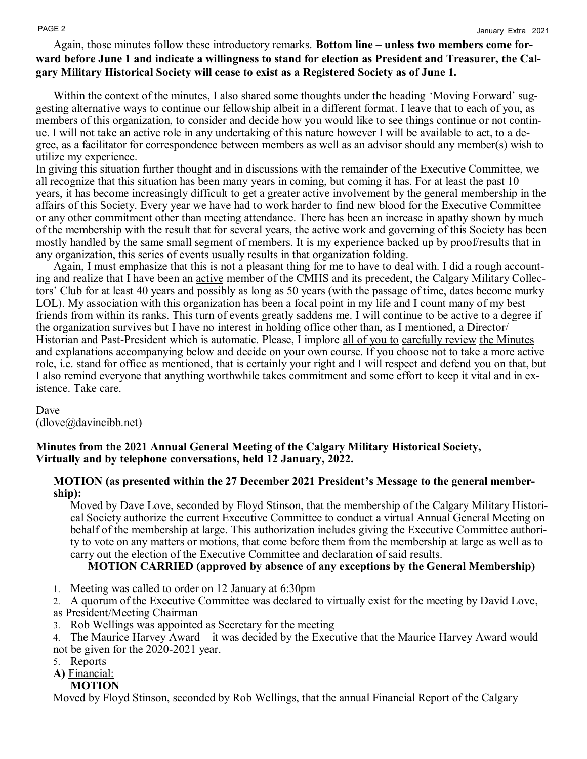Again, those minutes follow these introductory remarks. **Bottom line – unless two members come forward before June 1 and indicate a willingness to stand for election as President and Treasurer, the Calgary Military Historical Society will cease to exist as a Registered Society as of June 1.**

Within the context of the minutes, I also shared some thoughts under the heading 'Moving Forward' suggesting alternative ways to continue our fellowship albeit in a different format. I leave that to each of you, as members of this organization, to consider and decide how you would like to see things continue or not continue. I will not take an active role in any undertaking of this nature however I will be available to act, to a degree, as a facilitator for correspondence between members as well as an advisor should any member(s) wish to utilize my experience.

In giving this situation further thought and in discussions with the remainder of the Executive Committee, we all recognize that this situation has been many years in coming, but coming it has. For at least the past 10 years, it has become increasingly difficult to get a greater active involvement by the general membership in the affairs of this Society. Every year we have had to work harder to find new blood for the Executive Committee or any other commitment other than meeting attendance. There has been an increase in apathy shown by much of the membership with the result that for several years, the active work and governing of this Society has been mostly handled by the same small segment of members. It is my experience backed up by proof/results that in any organization, this series of events usually results in that organization folding.

Again, I must emphasize that this is not a pleasant thing for me to have to deal with. I did a rough accounting and realize that I have been an <u>active</u> member of the CMHS and its precedent, the Calgary Military Collectors' Club for at least 40 years and possibly as long as 50 years (with the passage of time, dates become murky LOL). My association with this organization has been a focal point in my life and I count many of my best friends from within its ranks. This turn of events greatly saddens me. I will continue to be active to a degree if the organization survives but I have no interest in holding office other than, as I mentioned, a Director/Historian and Past-President which is automatic. Please, I implore <u>all of you to</u> <u>carefully review</u> <u>the Minutes</u> and explanations accompanying below and decide on your own course. If you choose not to take a more active role, i.e. stand for office as mentioned, that is certainly your right and I will respect and defend you on that, but I also remind everyone that anything worthwhile takes commitment and some effort to keep it vital and in existence. Take care.

Dave
(dlove@davincibb.net)

**Minutes from the 2021 Annual General Meeting of the Calgary Military Historical Society, Virtually and by telephone conversations, held 12 January, 2022.**

**MOTION (as presented within the 27 December 2021 President's Message to the general membership):**

Moved by Dave Love, seconded by Floyd Stinson, that the membership of the Calgary Military Historical Society authorize the current Executive Committee to conduct a virtual Annual General Meeting on behalf of the membership at large. This authorization includes giving the Executive Committee authority to vote on any matters or motions, that come before them from the membership at large as well as to carry out the election of the Executive Committee and declaration of said results.

**MOTION CARRIED (approved by absence of any exceptions by the General Membership)**

1. Meeting was called to order on 12 January at 6:30pm
2. A quorum of the Executive Committee was declared to virtually exist for the meeting by David Love, as President/Meeting Chairman
3. Rob Wellings was appointed as Secretary for the meeting
4. The Maurice Harvey Award – it was decided by the Executive that the Maurice Harvey Award would not be given for the 2020-2021 year.
5. Reports

**A)** <u>Financial:</u>

**MOTION**

Moved by Floyd Stinson, seconded by Rob Wellings, that the annual Financial Report of the Calgary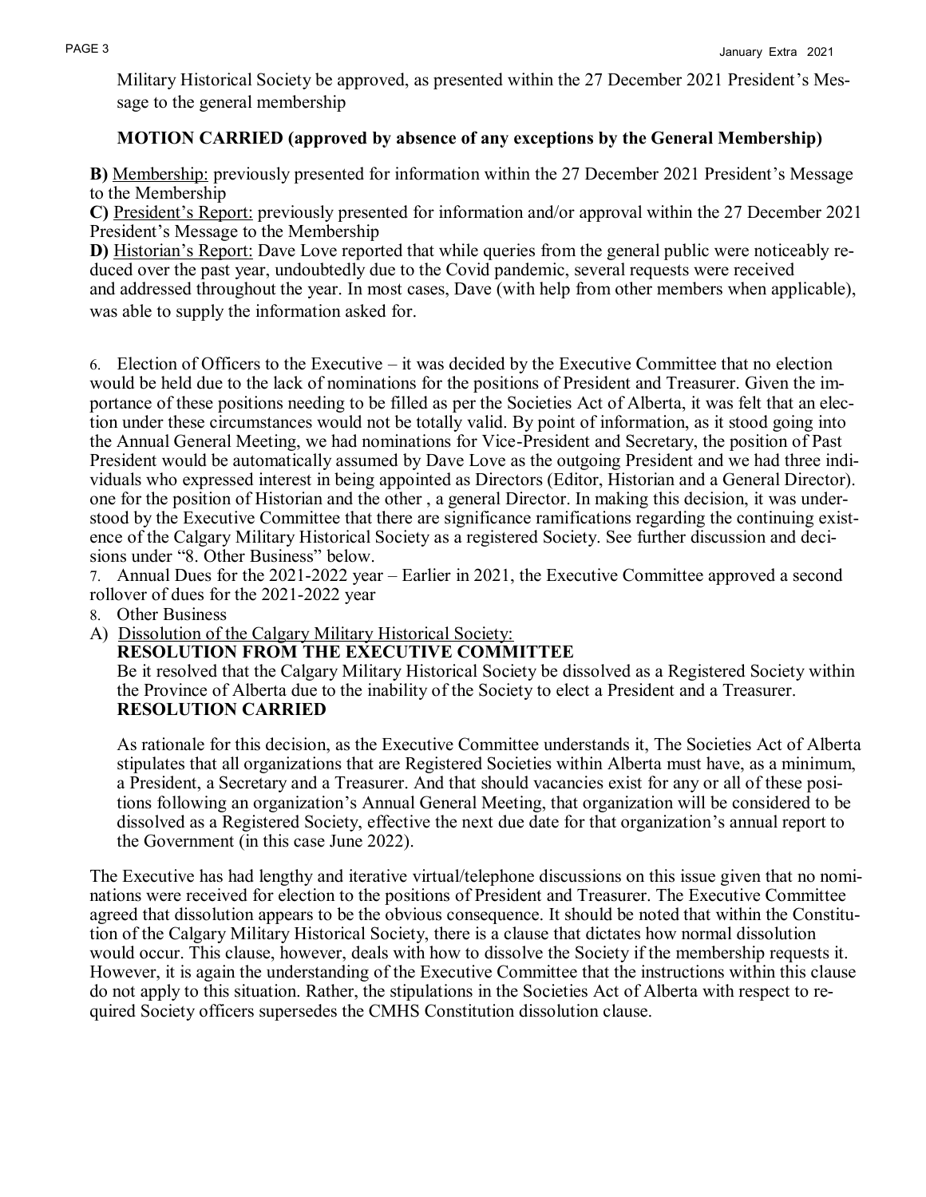Military Historical Society be approved, as presented within the 27 December 2021 President's Message to the general membership

**MOTION CARRIED (approved by absence of any exceptions by the General Membership)**

**B)** Membership: previously presented for information within the 27 December 2021 President's Message to the Membership

**C)** President's Report: previously presented for information and/or approval within the 27 December 2021 President's Message to the Membership

**D)** Historian's Report: Dave Love reported that while queries from the general public were noticeably reduced over the past year, undoubtedly due to the Covid pandemic, several requests were received and addressed throughout the year. In most cases, Dave (with help from other members when applicable), was able to supply the information asked for.

6. Election of Officers to the Executive – it was decided by the Executive Committee that no election would be held due to the lack of nominations for the positions of President and Treasurer. Given the importance of these positions needing to be filled as per the Societies Act of Alberta, it was felt that an election under these circumstances would not be totally valid. By point of information, as it stood going into the Annual General Meeting, we had nominations for Vice-President and Secretary, the position of Past President would be automatically assumed by Dave Love as the outgoing President and we had three individuals who expressed interest in being appointed as Directors (Editor, Historian and a General Director). one for the position of Historian and the other , a general Director. In making this decision, it was understood by the Executive Committee that there are significance ramifications regarding the continuing existence of the Calgary Military Historical Society as a registered Society. See further discussion and decisions under "8. Other Business" below.

7. Annual Dues for the 2021-2022 year – Earlier in 2021, the Executive Committee approved a second rollover of dues for the 2021-2022 year

8. Other Business

A) Dissolution of the Calgary Military Historical Society:

**RESOLUTION FROM THE EXECUTIVE COMMITTEE**

Be it resolved that the Calgary Military Historical Society be dissolved as a Registered Society within the Province of Alberta due to the inability of the Society to elect a President and a Treasurer.

**RESOLUTION CARRIED**

As rationale for this decision, as the Executive Committee understands it, The Societies Act of Alberta stipulates that all organizations that are Registered Societies within Alberta must have, as a minimum, a President, a Secretary and a Treasurer. And that should vacancies exist for any or all of these positions following an organization's Annual General Meeting, that organization will be considered to be dissolved as a Registered Society, effective the next due date for that organization's annual report to the Government (in this case June 2022).

The Executive has had lengthy and iterative virtual/telephone discussions on this issue given that no nominations were received for election to the positions of President and Treasurer. The Executive Committee agreed that dissolution appears to be the obvious consequence. It should be noted that within the Constitution of the Calgary Military Historical Society, there is a clause that dictates how normal dissolution would occur. This clause, however, deals with how to dissolve the Society if the membership requests it. However, it is again the understanding of the Executive Committee that the instructions within this clause do not apply to this situation. Rather, the stipulations in the Societies Act of Alberta with respect to required Society officers supersedes the CMHS Constitution dissolution clause.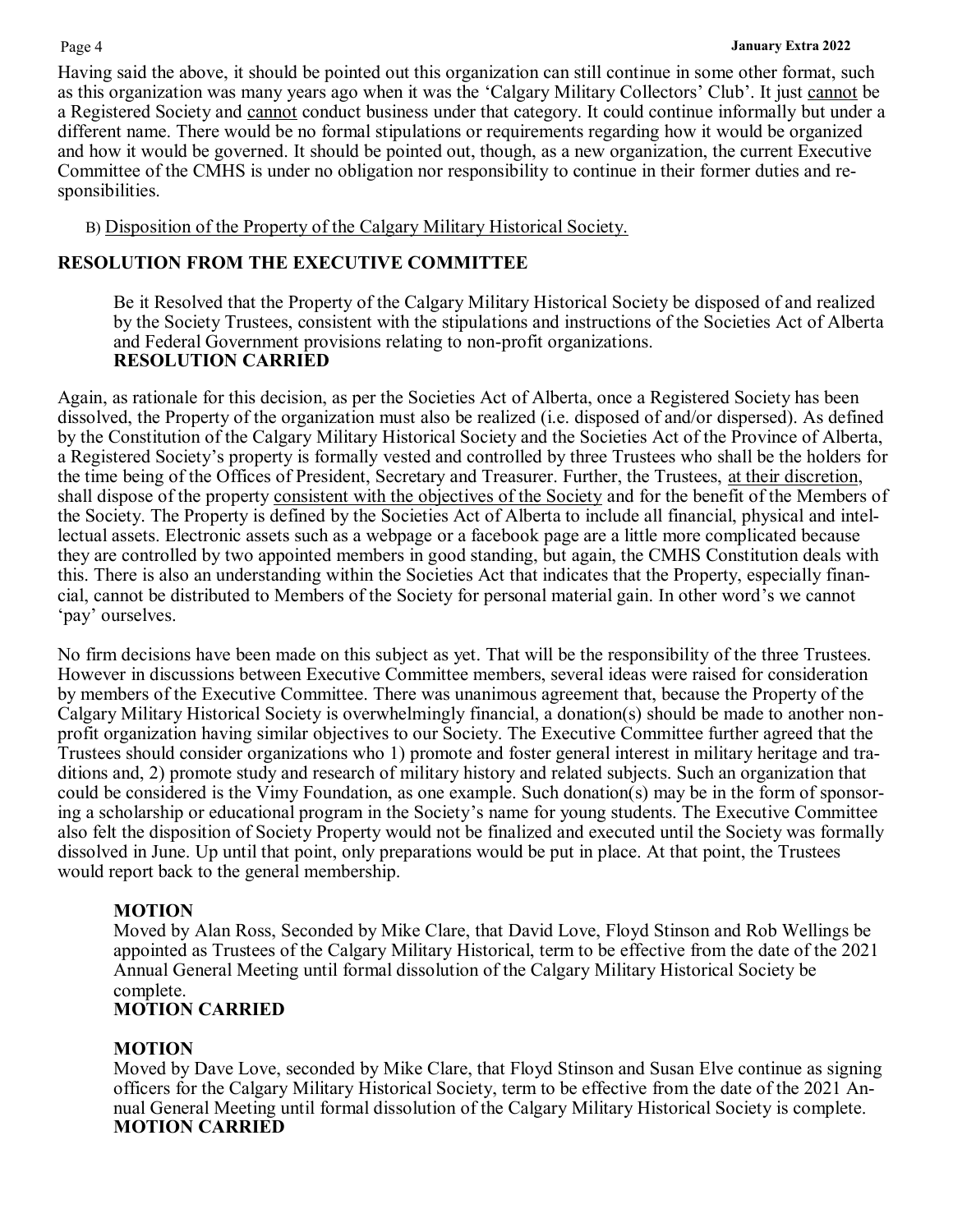Having said the above, it should be pointed out this organization can still continue in some other format, such as this organization was many years ago when it was the 'Calgary Military Collectors' Club'. It just cannot be a Registered Society and cannot conduct business under that category. It could continue informally but under a different name. There would be no formal stipulations or requirements regarding how it would be organized and how it would be governed. It should be pointed out, though, as a new organization, the current Executive Committee of the CMHS is under no obligation nor responsibility to continue in their former duties and responsibilities.

B) Disposition of the Property of the Calgary Military Historical Society.

**RESOLUTION FROM THE EXECUTIVE COMMITTEE**

> Be it Resolved that the Property of the Calgary Military Historical Society be disposed of and realized by the Society Trustees, consistent with the stipulations and instructions of the Societies Act of Alberta and Federal Government provisions relating to non-profit organizations.
> **RESOLUTION CARRIED**

Again, as rationale for this decision, as per the Societies Act of Alberta, once a Registered Society has been dissolved, the Property of the organization must also be realized (i.e. disposed of and/or dispersed). As defined by the Constitution of the Calgary Military Historical Society and the Societies Act of the Province of Alberta, a Registered Society's property is formally vested and controlled by three Trustees who shall be the holders for the time being of the Offices of President, Secretary and Treasurer. Further, the Trustees, at their discretion, shall dispose of the property consistent with the objectives of the Society and for the benefit of the Members of the Society. The Property is defined by the Societies Act of Alberta to include all financial, physical and intellectual assets. Electronic assets such as a webpage or a facebook page are a little more complicated because they are controlled by two appointed members in good standing, but again, the CMHS Constitution deals with this. There is also an understanding within the Societies Act that indicates that the Property, especially financial, cannot be distributed to Members of the Society for personal material gain. In other word's we cannot 'pay' ourselves.

No firm decisions have been made on this subject as yet. That will be the responsibility of the three Trustees. However in discussions between Executive Committee members, several ideas were raised for consideration by members of the Executive Committee. There was unanimous agreement that, because the Property of the Calgary Military Historical Society is overwhelmingly financial, a donation(s) should be made to another non-profit organization having similar objectives to our Society. The Executive Committee further agreed that the Trustees should consider organizations who 1) promote and foster general interest in military heritage and traditions and, 2) promote study and research of military history and related subjects. Such an organization that could be considered is the Vimy Foundation, as one example. Such donation(s) may be in the form of sponsoring a scholarship or educational program in the Society's name for young students. The Executive Committee also felt the disposition of Society Property would not be finalized and executed until the Society was formally dissolved in June. Up until that point, only preparations would be put in place. At that point, the Trustees would report back to the general membership.

> **MOTION**
> Moved by Alan Ross, Seconded by Mike Clare, that David Love, Floyd Stinson and Rob Wellings be appointed as Trustees of the Calgary Military Historical, term to be effective from the date of the 2021 Annual General Meeting until formal dissolution of the Calgary Military Historical Society be complete.
> **MOTION CARRIED**

> **MOTION**
> Moved by Dave Love, seconded by Mike Clare, that Floyd Stinson and Susan Elve continue as signing officers for the Calgary Military Historical Society, term to be effective from the date of the 2021 Annual General Meeting until formal dissolution of the Calgary Military Historical Society is complete.
> **MOTION CARRIED**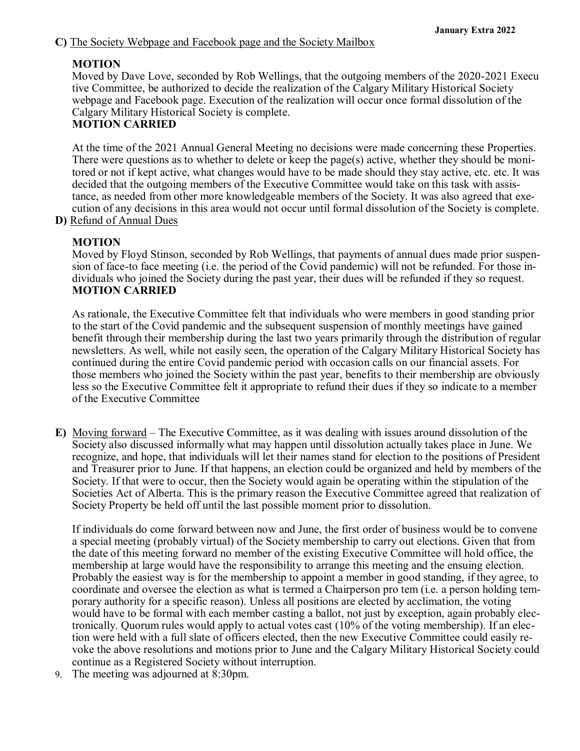**C)** The Society Webpage and Facebook page and the Society Mailbox

**MOTION**

Moved by Dave Love, seconded by Rob Wellings, that the outgoing members of the 2020-2021 Executive Committee, be authorized to decide the realization of the Calgary Military Historical Society webpage and Facebook page. Execution of the realization will occur once formal dissolution of the Calgary Military Historical Society is complete.

**MOTION CARRIED**

At the time of the 2021 Annual General Meeting no decisions were made concerning these Properties. There were questions as to whether to delete or keep the page(s) active, whether they should be monitored or not if kept active, what changes would have to be made should they stay active, etc. etc. It was decided that the outgoing members of the Executive Committee would take on this task with assistance, as needed from other more knowledgeable members of the Society. It was also agreed that execution of any decisions in this area would not occur until formal dissolution of the Society is complete.

**D)** Refund of Annual Dues

**MOTION**

Moved by Floyd Stinson, seconded by Rob Wellings, that payments of annual dues made prior suspension of face-to face meeting (i.e. the period of the Covid pandemic) will not be refunded. For those individuals who joined the Society during the past year, their dues will be refunded if they so request.

**MOTION CARRIED**

As rationale, the Executive Committee felt that individuals who were members in good standing prior to the start of the Covid pandemic and the subsequent suspension of monthly meetings have gained benefit through their membership during the last two years primarily through the distribution of regular newsletters. As well, while not easily seen, the operation of the Calgary Military Historical Society has continued during the entire Covid pandemic period with occasion calls on our financial assets. For those members who joined the Society within the past year, benefits to their membership are obviously less so the Executive Committee felt it appropriate to refund their dues if they so indicate to a member of the Executive Committee

**E)** Moving forward – The Executive Committee, as it was dealing with issues around dissolution of the Society also discussed informally what may happen until dissolution actually takes place in June. We recognize, and hope, that individuals will let their names stand for election to the positions of President and Treasurer prior to June. If that happens, an election could be organized and held by members of the Society. If that were to occur, then the Society would again be operating within the stipulation of the Societies Act of Alberta. This is the primary reason the Executive Committee agreed that realization of Society Property be held off until the last possible moment prior to dissolution.

If individuals do come forward between now and June, the first order of business would be to convene a special meeting (probably virtual) of the Society membership to carry out elections. Given that from the date of this meeting forward no member of the existing Executive Committee will hold office, the membership at large would have the responsibility to arrange this meeting and the ensuing election. Probably the easiest way is for the membership to appoint a member in good standing, if they agree, to coordinate and oversee the election as what is termed a Chairperson pro tem (i.e. a person holding temporary authority for a specific reason). Unless all positions are elected by acclimation, the voting would have to be formal with each member casting a ballot, not just by exception, again probably electronically. Quorum rules would apply to actual votes cast (10% of the voting membership). If an election were held with a full slate of officers elected, then the new Executive Committee could easily revoke the above resolutions and motions prior to June and the Calgary Military Historical Society could continue as a Registered Society without interruption.

9. The meeting was adjourned at 8:30pm.